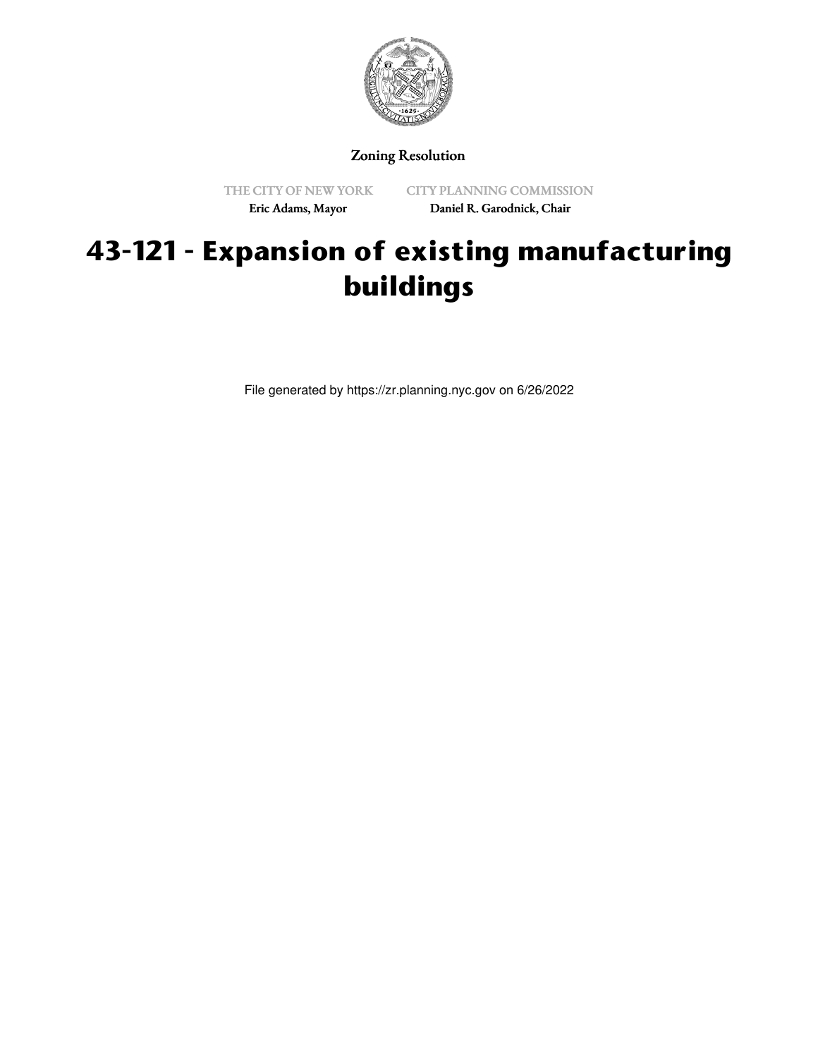Zoning Resolution

THE CITY OF NEW YORK
Eric Adams, Mayor

CITY PLANNING COMMISSION
Daniel R. Garodnick, Chair

# 43-121 - Expansion of existing manufacturing buildings

File generated by https://zr.planning.nyc.gov on 6/26/2022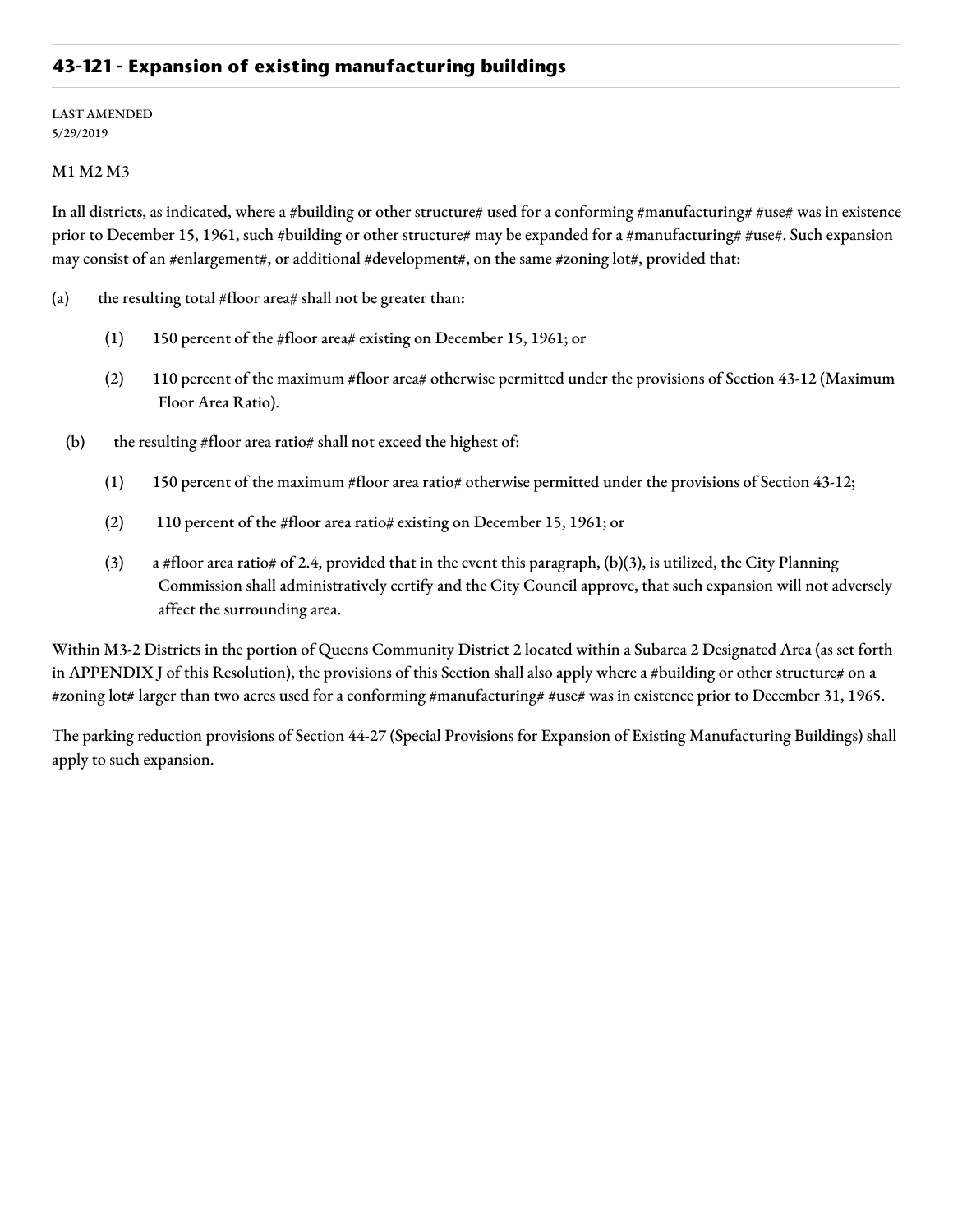## 43-121 - Expansion of existing manufacturing buildings

LAST AMENDED
5/29/2019

M1 M2 M3

In all districts, as indicated, where a #building or other structure# used for a conforming #manufacturing# #use# was in existence prior to December 15, 1961, such #building or other structure# may be expanded for a #manufacturing# #use#. Such expansion may consist of an #enlargement#, or additional #development#, on the same #zoning lot#, provided that:

(a) the resulting total #floor area# shall not be greater than:

  (1) 150 percent of the #floor area# existing on December 15, 1961; or

  (2) 110 percent of the maximum #floor area# otherwise permitted under the provisions of Section 43-12 (Maximum Floor Area Ratio).

(b) the resulting #floor area ratio# shall not exceed the highest of:

  (1) 150 percent of the maximum #floor area ratio# otherwise permitted under the provisions of Section 43-12;

  (2) 110 percent of the #floor area ratio# existing on December 15, 1961; or

  (3) a #floor area ratio# of 2.4, provided that in the event this paragraph, (b)(3), is utilized, the City Planning Commission shall administratively certify and the City Council approve, that such expansion will not adversely affect the surrounding area.

Within M3-2 Districts in the portion of Queens Community District 2 located within a Subarea 2 Designated Area (as set forth in APPENDIX J of this Resolution), the provisions of this Section shall also apply where a #building or other structure# on a #zoning lot# larger than two acres used for a conforming #manufacturing# #use# was in existence prior to December 31, 1965.

The parking reduction provisions of Section 44-27 (Special Provisions for Expansion of Existing Manufacturing Buildings) shall apply to such expansion.